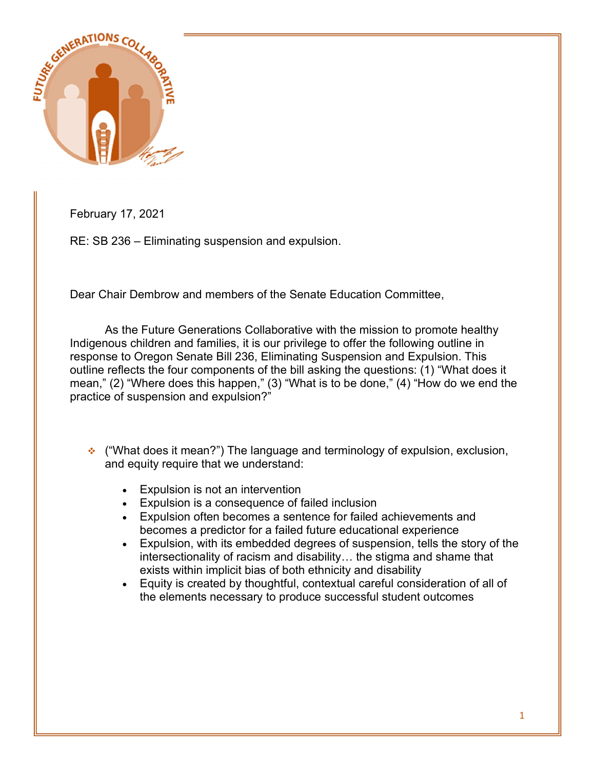February 17, 2021

RE: SB 236 – Eliminating suspension and expulsion.

Dear Chair Dembrow and members of the Senate Education Committee,

As the Future Generations Collaborative with the mission to promote healthy Indigenous children and families, it is our privilege to offer the following outline in response to Oregon Senate Bill 236, Eliminating Suspension and Expulsion. This outline reflects the four components of the bill asking the questions: (1) "What does it mean," (2) "Where does this happen," (3) "What is to be done," (4) "How do we end the practice of suspension and expulsion?"

- ("What does it mean?") The language and terminology of expulsion, exclusion, and equity require that we understand:
  - Expulsion is not an intervention
  - Expulsion is a consequence of failed inclusion
  - Expulsion often becomes a sentence for failed achievements and becomes a predictor for a failed future educational experience
  - Expulsion, with its embedded degrees of suspension, tells the story of the intersectionality of racism and disability… the stigma and shame that exists within implicit bias of both ethnicity and disability
  - Equity is created by thoughtful, contextual careful consideration of all of the elements necessary to produce successful student outcomes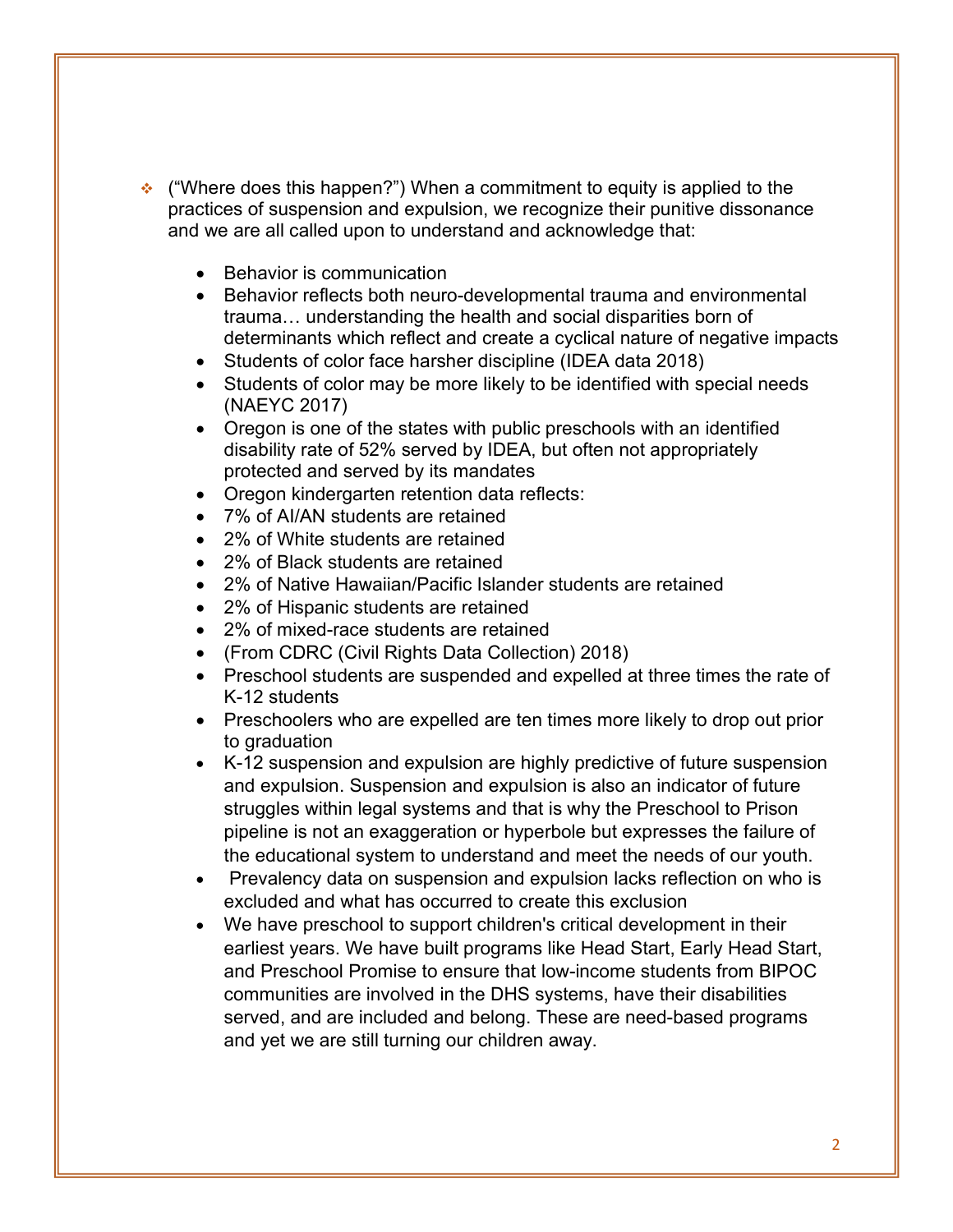- ("Where does this happen?") When a commitment to equity is applied to the practices of suspension and expulsion, we recognize their punitive dissonance and we are all called upon to understand and acknowledge that:

  - Behavior is communication
  - Behavior reflects both neuro-developmental trauma and environmental trauma… understanding the health and social disparities born of determinants which reflect and create a cyclical nature of negative impacts
  - Students of color face harsher discipline (IDEA data 2018)
  - Students of color may be more likely to be identified with special needs (NAEYC 2017)
  - Oregon is one of the states with public preschools with an identified disability rate of 52% served by IDEA, but often not appropriately protected and served by its mandates
  - Oregon kindergarten retention data reflects:
  - 7% of AI/AN students are retained
  - 2% of White students are retained
  - 2% of Black students are retained
  - 2% of Native Hawaiian/Pacific Islander students are retained
  - 2% of Hispanic students are retained
  - 2% of mixed-race students are retained
  - (From CDRC (Civil Rights Data Collection) 2018)
  - Preschool students are suspended and expelled at three times the rate of K-12 students
  - Preschoolers who are expelled are ten times more likely to drop out prior to graduation
  - K-12 suspension and expulsion are highly predictive of future suspension and expulsion. Suspension and expulsion is also an indicator of future struggles within legal systems and that is why the Preschool to Prison pipeline is not an exaggeration or hyperbole but expresses the failure of the educational system to understand and meet the needs of our youth.
  - Prevalency data on suspension and expulsion lacks reflection on who is excluded and what has occurred to create this exclusion
  - We have preschool to support children's critical development in their earliest years. We have built programs like Head Start, Early Head Start, and Preschool Promise to ensure that low-income students from BIPOC communities are involved in the DHS systems, have their disabilities served, and are included and belong. These are need-based programs and yet we are still turning our children away.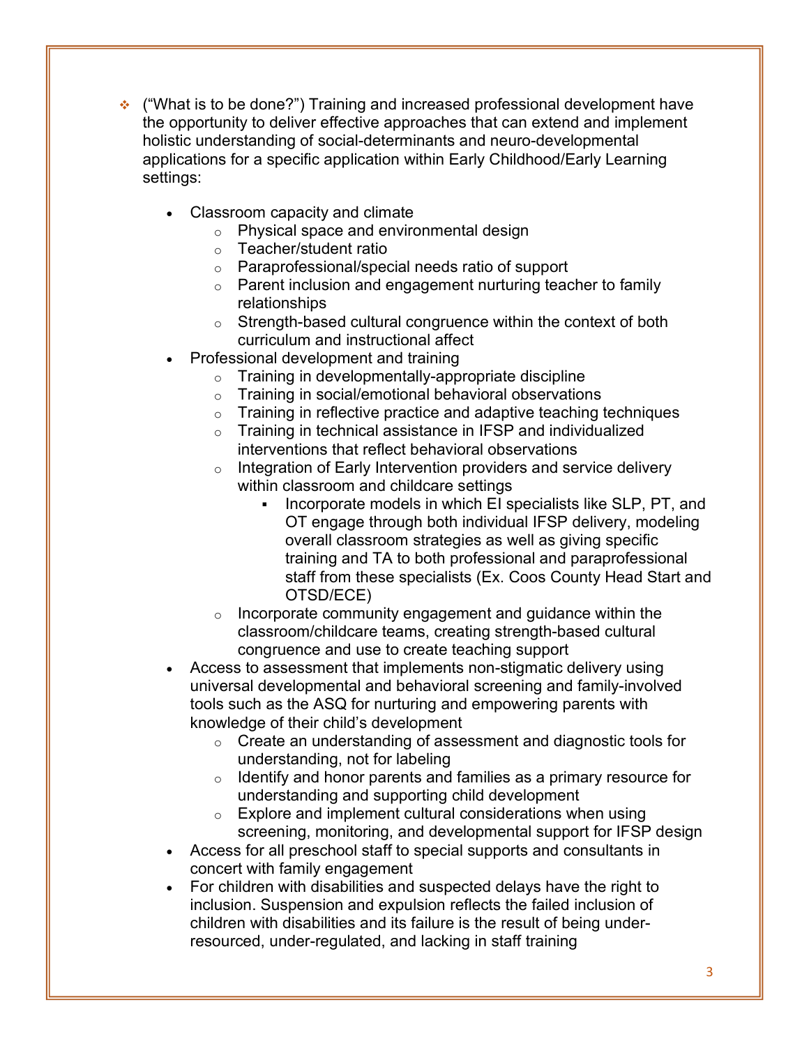- ("What is to be done?") Training and increased professional development have the opportunity to deliver effective approaches that can extend and implement holistic understanding of social-determinants and neuro-developmental applications for a specific application within Early Childhood/Early Learning settings:

  - Classroom capacity and climate
    - Physical space and environmental design
    - Teacher/student ratio
    - Paraprofessional/special needs ratio of support
    - Parent inclusion and engagement nurturing teacher to family relationships
    - Strength-based cultural congruence within the context of both curriculum and instructional affect
  - Professional development and training
    - Training in developmentally-appropriate discipline
    - Training in social/emotional behavioral observations
    - Training in reflective practice and adaptive teaching techniques
    - Training in technical assistance in IFSP and individualized interventions that reflect behavioral observations
    - Integration of Early Intervention providers and service delivery within classroom and childcare settings
      - Incorporate models in which EI specialists like SLP, PT, and OT engage through both individual IFSP delivery, modeling overall classroom strategies as well as giving specific training and TA to both professional and paraprofessional staff from these specialists (Ex. Coos County Head Start and OTSD/ECE)
    - Incorporate community engagement and guidance within the classroom/childcare teams, creating strength-based cultural congruence and use to create teaching support
  - Access to assessment that implements non-stigmatic delivery using universal developmental and behavioral screening and family-involved tools such as the ASQ for nurturing and empowering parents with knowledge of their child's development
    - Create an understanding of assessment and diagnostic tools for understanding, not for labeling
    - Identify and honor parents and families as a primary resource for understanding and supporting child development
    - Explore and implement cultural considerations when using screening, monitoring, and developmental support for IFSP design
  - Access for all preschool staff to special supports and consultants in concert with family engagement
  - For children with disabilities and suspected delays have the right to inclusion. Suspension and expulsion reflects the failed inclusion of children with disabilities and its failure is the result of being under-resourced, under-regulated, and lacking in staff training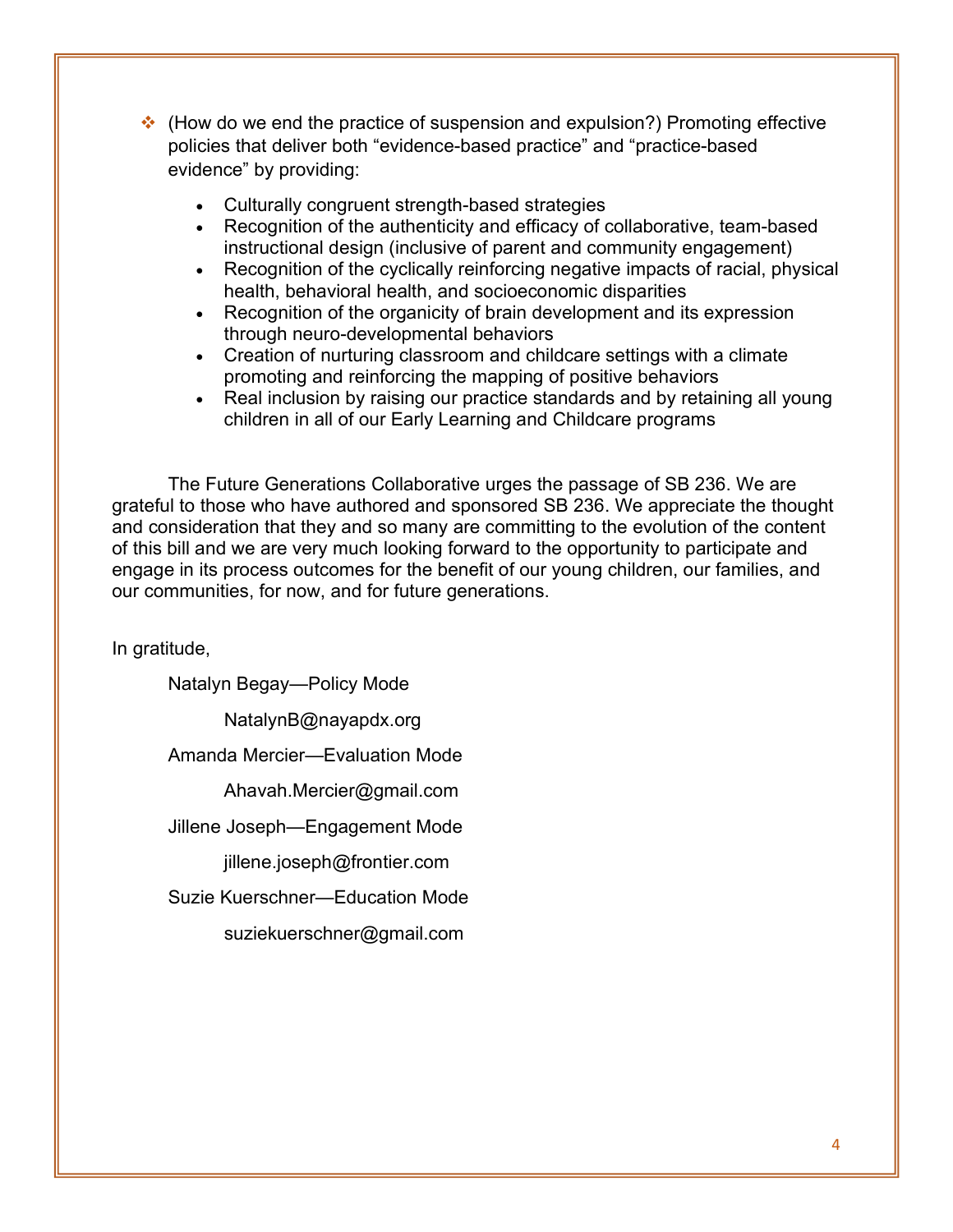- ❖ (How do we end the practice of suspension and expulsion?) Promoting effective policies that deliver both "evidence-based practice" and "practice-based evidence" by providing:
  - Culturally congruent strength-based strategies
  - Recognition of the authenticity and efficacy of collaborative, team-based instructional design (inclusive of parent and community engagement)
  - Recognition of the cyclically reinforcing negative impacts of racial, physical health, behavioral health, and socioeconomic disparities
  - Recognition of the organicity of brain development and its expression through neuro-developmental behaviors
  - Creation of nurturing classroom and childcare settings with a climate promoting and reinforcing the mapping of positive behaviors
  - Real inclusion by raising our practice standards and by retaining all young children in all of our Early Learning and Childcare programs

The Future Generations Collaborative urges the passage of SB 236. We are grateful to those who have authored and sponsored SB 236. We appreciate the thought and consideration that they and so many are committing to the evolution of the content of this bill and we are very much looking forward to the opportunity to participate and engage in its process outcomes for the benefit of our young children, our families, and our communities, for now, and for future generations.

In gratitude,

Natalyn Begay—Policy Mode

NatalynB@nayapdx.org

Amanda Mercier—Evaluation Mode

Ahavah.Mercier@gmail.com

Jillene Joseph—Engagement Mode

jillene.joseph@frontier.com

Suzie Kuerschner—Education Mode

suziekuerschner@gmail.com